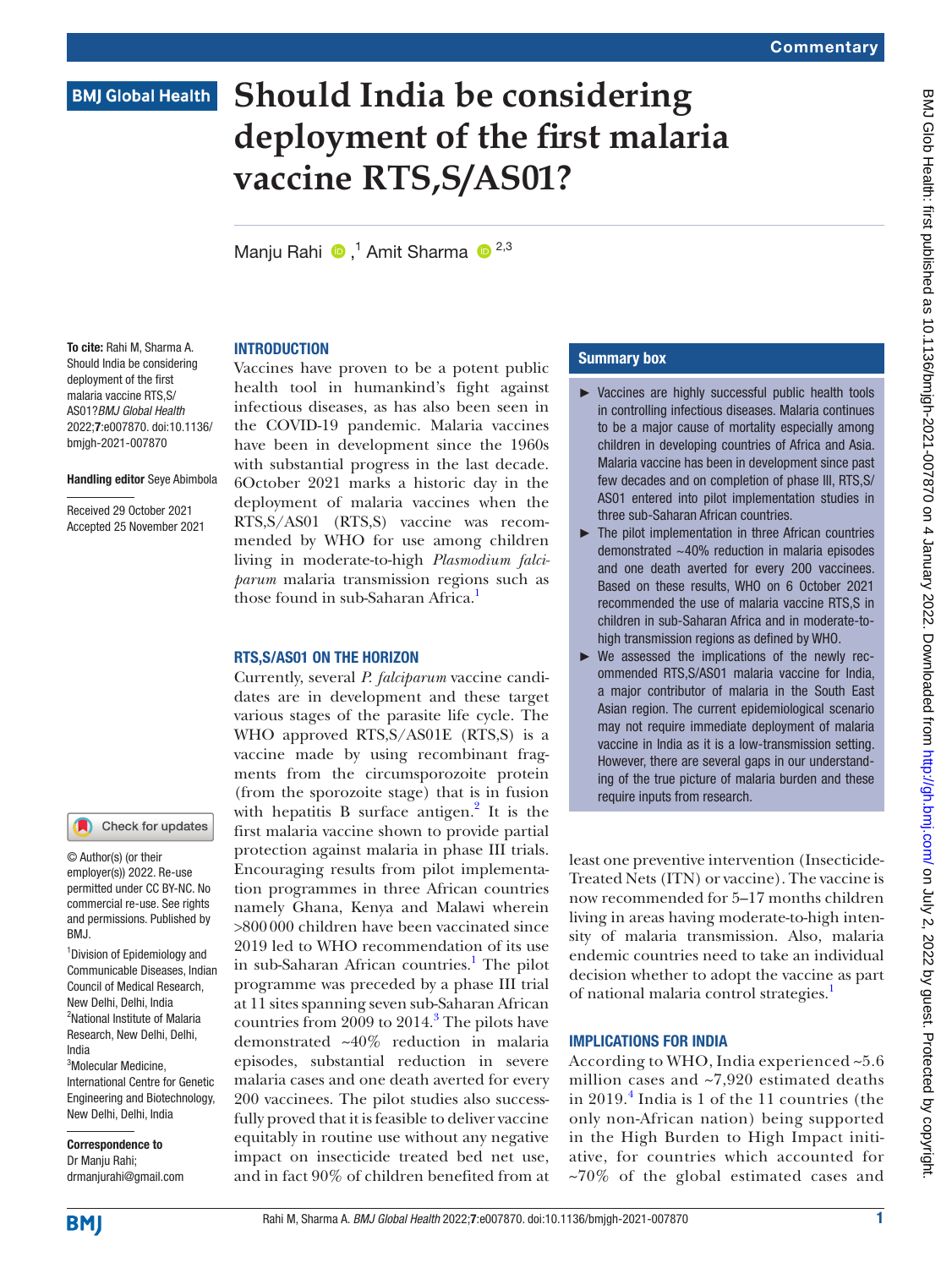# Should India be considering deployment of the first malaria vaccine RTS,S/AS01?

Manju Rahi,[1] Amit Sharma[2,3]

**To cite:** Rahi M, Sharma A. Should India be considering deployment of the first malaria vaccine RTS,S/AS01?*BMJ Global Health* 2022;**7**:e007870. doi:10.1136/bmjgh-2021-007870

**Handling editor** Seye Abimbola

Received 29 October 2021
Accepted 25 November 2021

© Author(s) (or their employer(s)) 2022. Re-use permitted under CC BY-NC. No commercial re-use. See rights and permissions. Published by BMJ.

[1]Division of Epidemiology and Communicable Diseases, Indian Council of Medical Research, New Delhi, Delhi, India
[2]National Institute of Malaria Research, New Delhi, Delhi, India
[3]Molecular Medicine, International Centre for Genetic Engineering and Biotechnology, New Delhi, Delhi, India

**Correspondence to**
Dr Manju Rahi;
drmanjurahi@gmail.com

## Summary box

- Vaccines are highly successful public health tools in controlling infectious diseases. Malaria continues to be a major cause of mortality especially among children in developing countries of Africa and Asia. Malaria vaccine has been in development since past few decades and on completion of phase III, RTS,S/AS01 entered into pilot implementation studies in three sub-Saharan African countries.
- The pilot implementation in three African countries demonstrated ~40% reduction in malaria episodes and one death averted for every 200 vaccinees. Based on these results, WHO on 6 October 2021 recommended the use of malaria vaccine RTS,S in children in sub-Saharan Africa and in moderate-to-high transmission regions as defined by WHO.
- We assessed the implications of the newly recommended RTS,S/AS01 malaria vaccine for India, a major contributor of malaria in the South East Asian region. The current epidemiological scenario may not require immediate deployment of malaria vaccine in India as it is a low-transmission setting. However, there are several gaps in our understanding of the true picture of malaria burden and these require inputs from research.

## INTRODUCTION

Vaccines have proven to be a potent public health tool in humankind's fight against infectious diseases, as has also been seen in the COVID-19 pandemic. Malaria vaccines have been in development since the 1960s with substantial progress in the last decade. 6October 2021 marks a historic day in the deployment of malaria vaccines when the RTS,S/AS01 (RTS,S) vaccine was recommended by WHO for use among children living in moderate-to-high *Plasmodium falciparum* malaria transmission regions such as those found in sub-Saharan Africa.[1]

## RTS,S/AS01 ON THE HORIZON

Currently, several *P. falciparum* vaccine candidates are in development and these target various stages of the parasite life cycle. The WHO approved RTS,S/AS01E (RTS,S) is a vaccine made by using recombinant fragments from the circumsporozoite protein (from the sporozoite stage) that is in fusion with hepatitis B surface antigen.[2] It is the first malaria vaccine shown to provide partial protection against malaria in phase III trials. Encouraging results from pilot implementation programmes in three African countries namely Ghana, Kenya and Malawi wherein >800 000 children have been vaccinated since 2019 led to WHO recommendation of its use in sub-Saharan African countries.[1] The pilot programme was preceded by a phase III trial at 11 sites spanning seven sub-Saharan African countries from 2009 to 2014.[3] The pilots have demonstrated ~40% reduction in malaria episodes, substantial reduction in severe malaria cases and one death averted for every 200 vaccinees. The pilot studies also successfully proved that it is feasible to deliver vaccine equitably in routine use without any negative impact on insecticide treated bed net use, and in fact 90% of children benefited from at least one preventive intervention (Insecticide-Treated Nets (ITN) or vaccine). The vaccine is now recommended for 5–17 months children living in areas having moderate-to-high intensity of malaria transmission. Also, malaria endemic countries need to take an individual decision whether to adopt the vaccine as part of national malaria control strategies.[1]

## IMPLICATIONS FOR INDIA

According to WHO, India experienced ~5.6 million cases and ~7,920 estimated deaths in 2019.[4] India is 1 of the 11 countries (the only non-African nation) being supported in the High Burden to High Impact initiative, for countries which accounted for ~70% of the global estimated cases and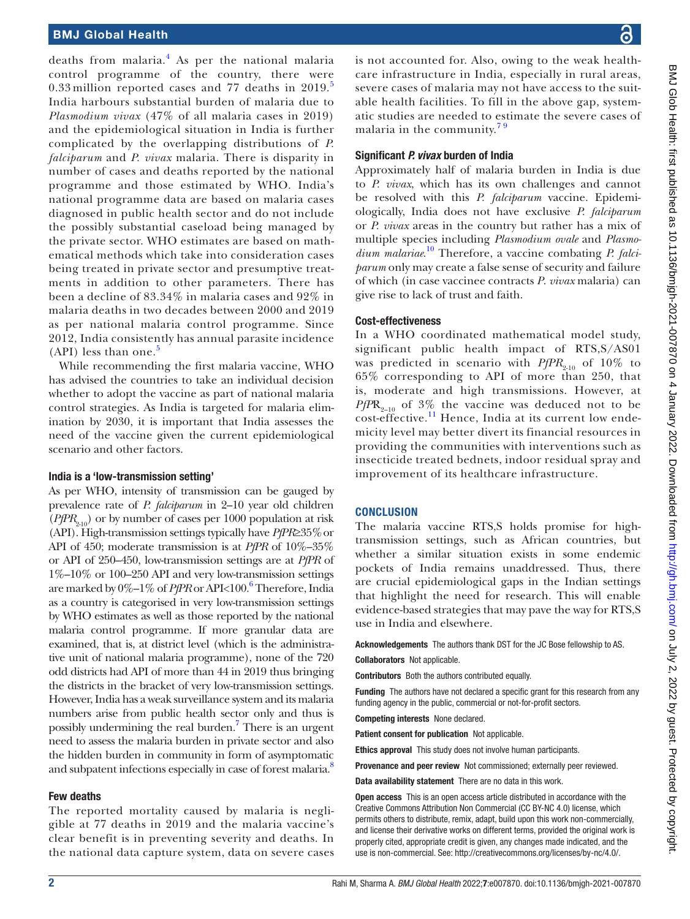deaths from malaria.[4] As per the national malaria control programme of the country, there were 0.33 million reported cases and 77 deaths in 2019.[5] India harbours substantial burden of malaria due to *Plasmodium vivax* (47% of all malaria cases in 2019) and the epidemiological situation in India is further complicated by the overlapping distributions of *P. falciparum* and *P. vivax* malaria. There is disparity in number of cases and deaths reported by the national programme and those estimated by WHO. India's national programme data are based on malaria cases diagnosed in public health sector and do not include the possibly substantial caseload being managed by the private sector. WHO estimates are based on mathematical methods which take into consideration cases being treated in private sector and presumptive treatments in addition to other parameters. There has been a decline of 83.34% in malaria cases and 92% in malaria deaths in two decades between 2000 and 2019 as per national malaria control programme. Since 2012, India consistently has annual parasite incidence (API) less than one.[5]

While recommending the first malaria vaccine, WHO has advised the countries to take an individual decision whether to adopt the vaccine as part of national malaria control strategies. As India is targeted for malaria elimination by 2030, it is important that India assesses the need of the vaccine given the current epidemiological scenario and other factors.

### India is a 'low-transmission setting'

As per WHO, intensity of transmission can be gauged by prevalence rate of *P. falciparum* in 2–10 year old children ($PfPR_{2\text{-}10}$) or by number of cases per 1000 population at risk (API). High-transmission settings typically have $PfPR \geq 35\%$ or API of 450; moderate transmission is at *PfPR* of 10%–35% or API of 250–450, low-transmission settings are at *PfPR* of 1%–10% or 100–250 API and very low-transmission settings are marked by 0%–1% of *PfPR* or API<100.[6] Therefore, India as a country is categorised in very low-transmission settings by WHO estimates as well as those reported by the national malaria control programme. If more granular data are examined, that is, at district level (which is the administrative unit of national malaria programme), none of the 720 odd districts had API of more than 44 in 2019 thus bringing the districts in the bracket of very low-transmission settings. However, India has a weak surveillance system and its malaria numbers arise from public health sector only and thus is possibly undermining the real burden.[7] There is an urgent need to assess the malaria burden in private sector and also the hidden burden in community in form of asymptomatic and subpatent infections especially in case of forest malaria.[8]

### Few deaths

The reported mortality caused by malaria is negligible at 77 deaths in 2019 and the malaria vaccine's clear benefit is in preventing severity and deaths. In the national data capture system, data on severe cases is not accounted for. Also, owing to the weak healthcare infrastructure in India, especially in rural areas, severe cases of malaria may not have access to the suitable health facilities. To fill in the above gap, systematic studies are needed to estimate the severe cases of malaria in the community.[7,9]

### Significant *P. vivax* burden of India

Approximately half of malaria burden in India is due to *P. vivax*, which has its own challenges and cannot be resolved with this *P. falciparum* vaccine. Epidemiologically, India does not have exclusive *P. falciparum* or *P. vivax* areas in the country but rather has a mix of multiple species including *Plasmodium ovale* and *Plasmodium malariae*.[10] Therefore, a vaccine combating *P. falciparum* only may create a false sense of security and failure of which (in case vaccinee contracts *P. vivax* malaria) can give rise to lack of trust and faith.

### Cost-effectiveness

In a WHO coordinated mathematical model study, significant public health impact of RTS,S/AS01 was predicted in scenario with $PfPR_{2\text{-}10}$ of 10% to 65% corresponding to API of more than 250, that is, moderate and high transmissions. However, at $PfPR_{2\text{-}10}$ of 3% the vaccine was deduced not to be cost-effective.[11] Hence, India at its current low endemicity level may better divert its financial resources in providing the communities with interventions such as insecticide treated bednets, indoor residual spray and improvement of its healthcare infrastructure.

## CONCLUSION

The malaria vaccine RTS,S holds promise for high-transmission settings, such as African countries, but whether a similar situation exists in some endemic pockets of India remains unaddressed. Thus, there are crucial epidemiological gaps in the Indian settings that highlight the need for research. This will enable evidence-based strategies that may pave the way for RTS,S use in India and elsewhere.

**Acknowledgements** The authors thank DST for the JC Bose fellowship to AS.

**Collaborators** Not applicable.

**Contributors** Both the authors contributed equally.

**Funding** The authors have not declared a specific grant for this research from any funding agency in the public, commercial or not-for-profit sectors.

**Competing interests** None declared.

**Patient consent for publication** Not applicable.

**Ethics approval** This study does not involve human participants.

**Provenance and peer review** Not commissioned; externally peer reviewed.

**Data availability statement** There are no data in this work.

**Open access** This is an open access article distributed in accordance with the Creative Commons Attribution Non Commercial (CC BY-NC 4.0) license, which permits others to distribute, remix, adapt, build upon this work non-commercially, and license their derivative works on different terms, provided the original work is properly cited, appropriate credit is given, any changes made indicated, and the use is non-commercial. See: http://creativecommons.org/licenses/by-nc/4.0/.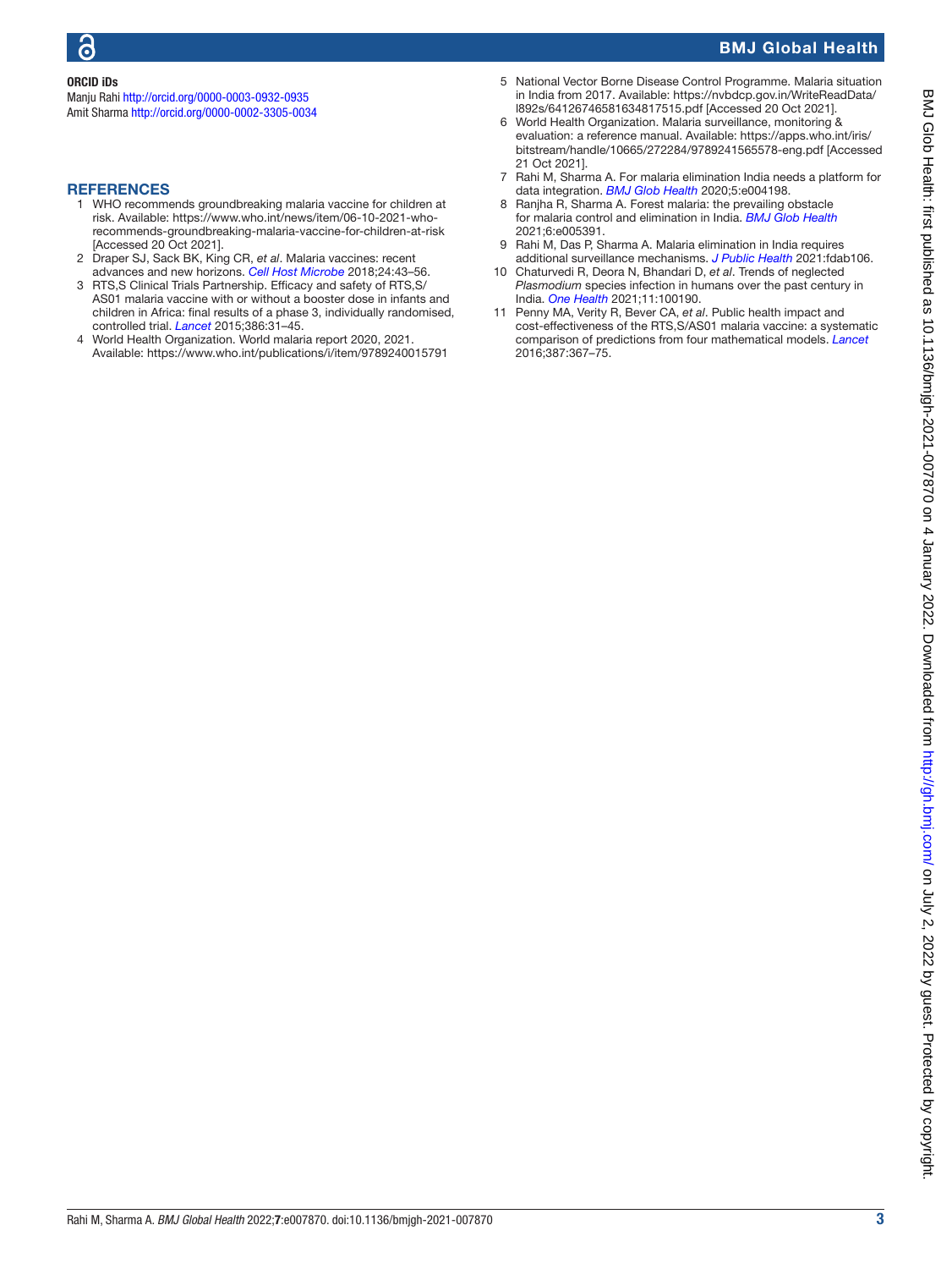**ORCID iDs**

Manju Rahi http://orcid.org/0000-0003-0932-0935
Amit Sharma http://orcid.org/0000-0002-3305-0034

## REFERENCES

1. WHO recommends groundbreaking malaria vaccine for children at risk. Available: https://www.who.int/news/item/06-10-2021-who-recommends-groundbreaking-malaria-vaccine-for-children-at-risk [Accessed 20 Oct 2021].
2. Draper SJ, Sack BK, King CR, *et al*. Malaria vaccines: recent advances and new horizons. *Cell Host Microbe* 2018;24:43–56.
3. RTS,S Clinical Trials Partnership. Efficacy and safety of RTS,S/AS01 malaria vaccine with or without a booster dose in infants and children in Africa: final results of a phase 3, individually randomised, controlled trial. *Lancet* 2015;386:31–45.
4. World Health Organization. World malaria report 2020, 2021. Available: https://www.who.int/publications/i/item/9789240015791
5. National Vector Borne Disease Control Programme. Malaria situation in India from 2017. Available: https://nvbdcp.gov.in/WriteReadData/l892s/64126746581634817515.pdf [Accessed 20 Oct 2021].
6. World Health Organization. Malaria surveillance, monitoring & evaluation: a reference manual. Available: https://apps.who.int/iris/bitstream/handle/10665/272284/9789241565578-eng.pdf [Accessed 21 Oct 2021].
7. Rahi M, Sharma A. For malaria elimination India needs a platform for data integration. *BMJ Glob Health* 2020;5:e004198.
8. Ranjha R, Sharma A. Forest malaria: the prevailing obstacle for malaria control and elimination in India. *BMJ Glob Health* 2021;6:e005391.
9. Rahi M, Das P, Sharma A. Malaria elimination in India requires additional surveillance mechanisms. *J Public Health* 2021:fdab106.
10. Chaturvedi R, Deora N, Bhandari D, *et al*. Trends of neglected *Plasmodium* species infection in humans over the past century in India. *One Health* 2021;11:100190.
11. Penny MA, Verity R, Bever CA, *et al*. Public health impact and cost-effectiveness of the RTS,S/AS01 malaria vaccine: a systematic comparison of predictions from four mathematical models. *Lancet* 2016;387:367–75.